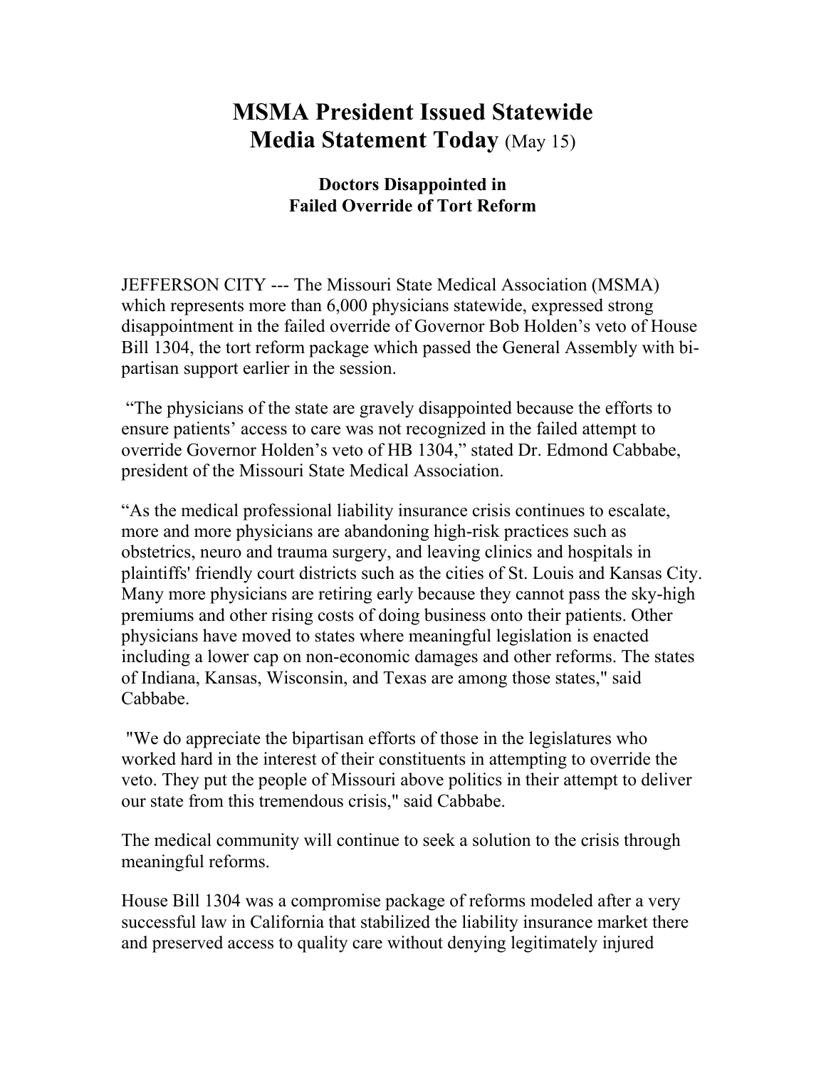# MSMA President Issued Statewide Media Statement Today (May 15)

### Doctors Disappointed in Failed Override of Tort Reform

JEFFERSON CITY --- The Missouri State Medical Association (MSMA) which represents more than 6,000 physicians statewide, expressed strong disappointment in the failed override of Governor Bob Holden's veto of House Bill 1304, the tort reform package which passed the General Assembly with bi-partisan support earlier in the session.

"The physicians of the state are gravely disappointed because the efforts to ensure patients' access to care was not recognized in the failed attempt to override Governor Holden's veto of HB 1304," stated Dr. Edmond Cabbabe, president of the Missouri State Medical Association.

"As the medical professional liability insurance crisis continues to escalate, more and more physicians are abandoning high-risk practices such as obstetrics, neuro and trauma surgery, and leaving clinics and hospitals in plaintiffs' friendly court districts such as the cities of St. Louis and Kansas City. Many more physicians are retiring early because they cannot pass the sky-high premiums and other rising costs of doing business onto their patients. Other physicians have moved to states where meaningful legislation is enacted including a lower cap on non-economic damages and other reforms. The states of Indiana, Kansas, Wisconsin, and Texas are among those states," said Cabbabe.

"We do appreciate the bipartisan efforts of those in the legislatures who worked hard in the interest of their constituents in attempting to override the veto. They put the people of Missouri above politics in their attempt to deliver our state from this tremendous crisis," said Cabbabe.

The medical community will continue to seek a solution to the crisis through meaningful reforms.

House Bill 1304 was a compromise package of reforms modeled after a very successful law in California that stabilized the liability insurance market there and preserved access to quality care without denying legitimately injured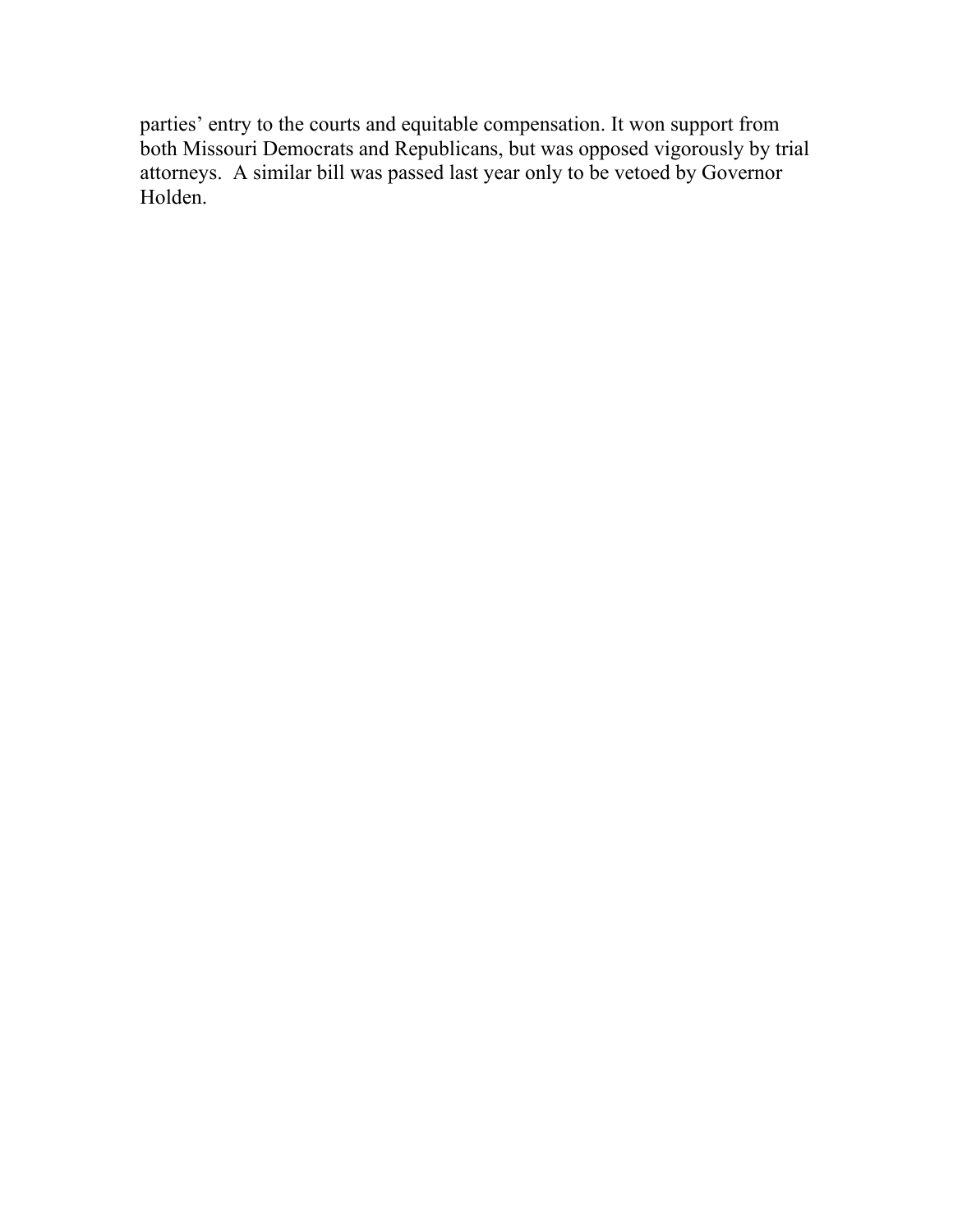parties' entry to the courts and equitable compensation. It won support from both Missouri Democrats and Republicans, but was opposed vigorously by trial attorneys. A similar bill was passed last year only to be vetoed by Governor Holden.